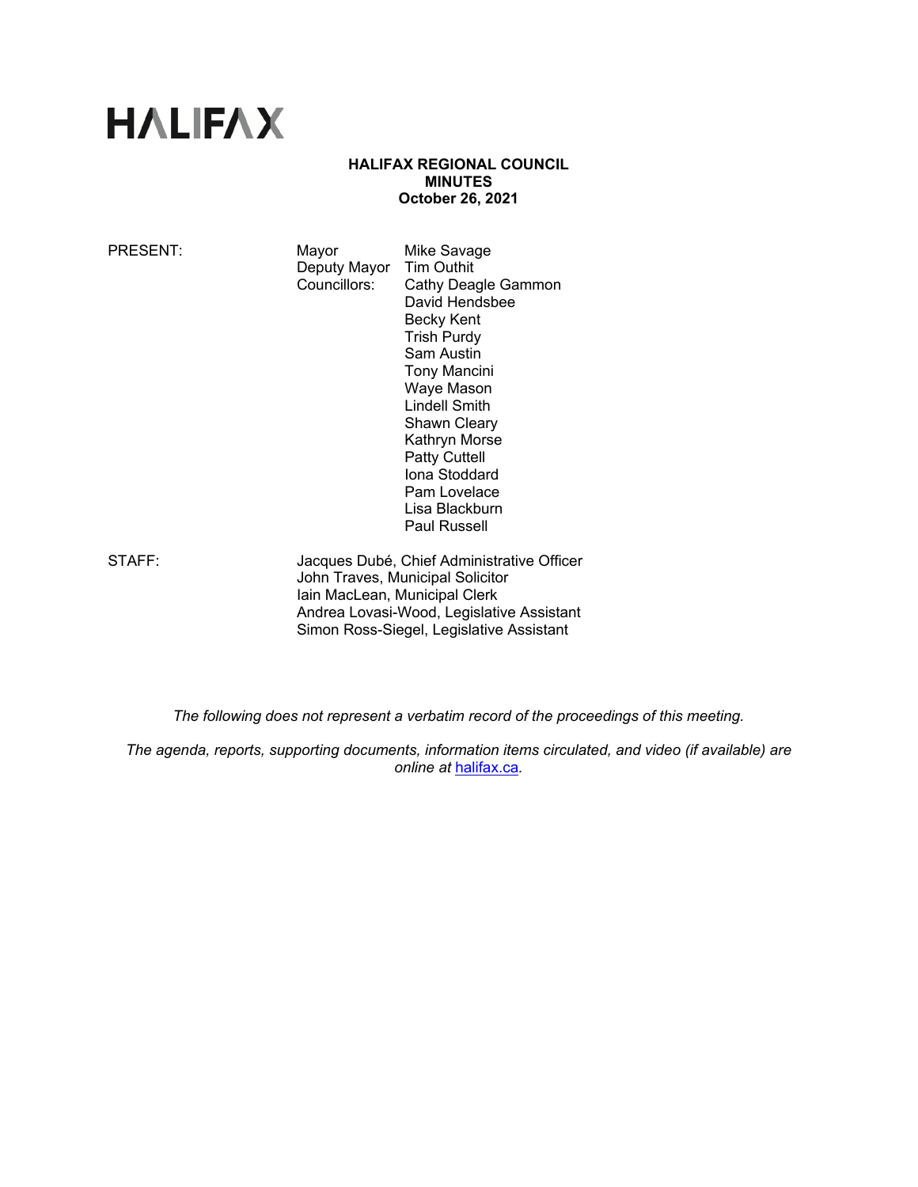# HALIFAX

**HALIFAX REGIONAL COUNCIL**
**MINUTES**
**October 26, 2021**

PRESENT: Mayor Mike Savage
Deputy Mayor Tim Outhit
Councillors: Cathy Deagle Gammon
David Hendsbee
Becky Kent
Trish Purdy
Sam Austin
Tony Mancini
Waye Mason
Lindell Smith
Shawn Cleary
Kathryn Morse
Patty Cuttell
Iona Stoddard
Pam Lovelace
Lisa Blackburn
Paul Russell

STAFF: Jacques Dubé, Chief Administrative Officer
John Traves, Municipal Solicitor
Iain MacLean, Municipal Clerk
Andrea Lovasi-Wood, Legislative Assistant
Simon Ross-Siegel, Legislative Assistant

*The following does not represent a verbatim record of the proceedings of this meeting.*

*The agenda, reports, supporting documents, information items circulated, and video (if available) are online at halifax.ca.*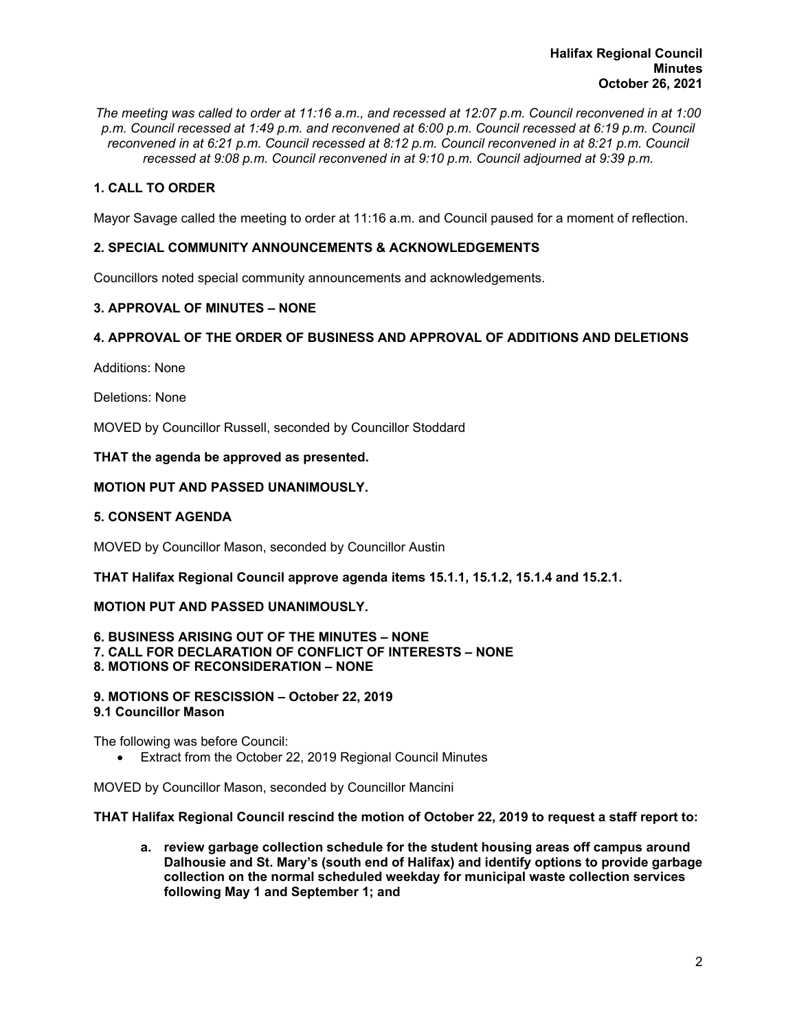*The meeting was called to order at 11:16 a.m., and recessed at 12:07 p.m. Council reconvened in at 1:00 p.m. Council recessed at 1:49 p.m. and reconvened at 6:00 p.m. Council recessed at 6:19 p.m. Council reconvened in at 6:21 p.m. Council recessed at 8:12 p.m. Council reconvened in at 8:21 p.m. Council recessed at 9:08 p.m. Council reconvened in at 9:10 p.m. Council adjourned at 9:39 p.m.*

## 1. CALL TO ORDER

Mayor Savage called the meeting to order at 11:16 a.m. and Council paused for a moment of reflection.

## 2. SPECIAL COMMUNITY ANNOUNCEMENTS & ACKNOWLEDGEMENTS

Councillors noted special community announcements and acknowledgements.

## 3. APPROVAL OF MINUTES – NONE

## 4. APPROVAL OF THE ORDER OF BUSINESS AND APPROVAL OF ADDITIONS AND DELETIONS

Additions: None

Deletions: None

MOVED by Councillor Russell, seconded by Councillor Stoddard

**THAT the agenda be approved as presented.**

**MOTION PUT AND PASSED UNANIMOUSLY.**

## 5. CONSENT AGENDA

MOVED by Councillor Mason, seconded by Councillor Austin

**THAT Halifax Regional Council approve agenda items 15.1.1, 15.1.2, 15.1.4 and 15.2.1.**

**MOTION PUT AND PASSED UNANIMOUSLY.**

## 6. BUSINESS ARISING OUT OF THE MINUTES – NONE
## 7. CALL FOR DECLARATION OF CONFLICT OF INTERESTS – NONE
## 8. MOTIONS OF RECONSIDERATION – NONE

## 9. MOTIONS OF RESCISSION – October 22, 2019
### 9.1 Councillor Mason

The following was before Council:

- Extract from the October 22, 2019 Regional Council Minutes

MOVED by Councillor Mason, seconded by Councillor Mancini

**THAT Halifax Regional Council rescind the motion of October 22, 2019 to request a staff report to:**

**a. review garbage collection schedule for the student housing areas off campus around Dalhousie and St. Mary's (south end of Halifax) and identify options to provide garbage collection on the normal scheduled weekday for municipal waste collection services following May 1 and September 1; and**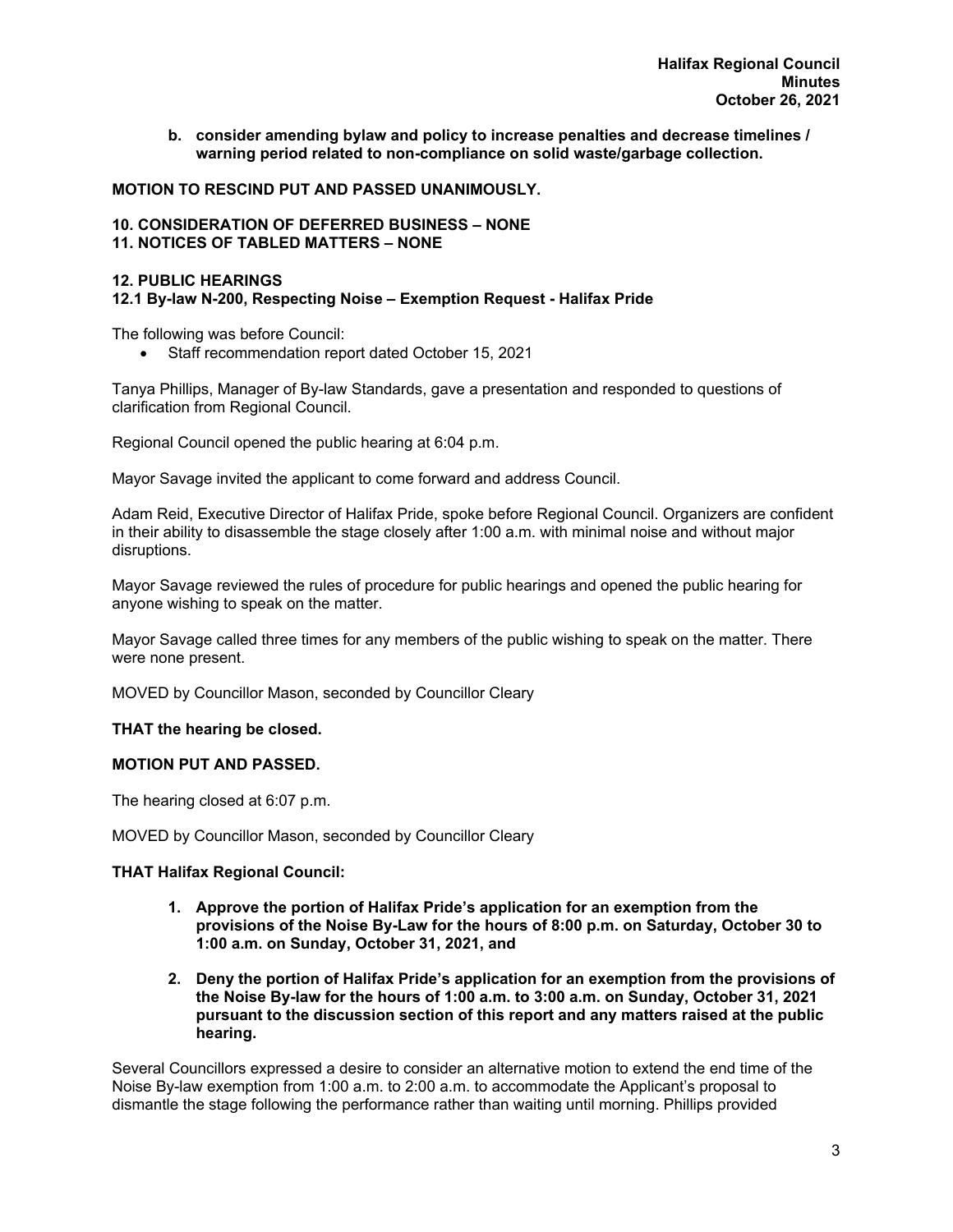**b. consider amending bylaw and policy to increase penalties and decrease timelines / warning period related to non-compliance on solid waste/garbage collection.**

**MOTION TO RESCIND PUT AND PASSED UNANIMOUSLY.**

## 10. CONSIDERATION OF DEFERRED BUSINESS – NONE
## 11. NOTICES OF TABLED MATTERS – NONE

## 12. PUBLIC HEARINGS
### 12.1 By-law N-200, Respecting Noise – Exemption Request - Halifax Pride

The following was before Council:

- Staff recommendation report dated October 15, 2021

Tanya Phillips, Manager of By-law Standards, gave a presentation and responded to questions of clarification from Regional Council.

Regional Council opened the public hearing at 6:04 p.m.

Mayor Savage invited the applicant to come forward and address Council.

Adam Reid, Executive Director of Halifax Pride, spoke before Regional Council. Organizers are confident in their ability to disassemble the stage closely after 1:00 a.m. with minimal noise and without major disruptions.

Mayor Savage reviewed the rules of procedure for public hearings and opened the public hearing for anyone wishing to speak on the matter.

Mayor Savage called three times for any members of the public wishing to speak on the matter. There were none present.

MOVED by Councillor Mason, seconded by Councillor Cleary

**THAT the hearing be closed.**

**MOTION PUT AND PASSED.**

The hearing closed at 6:07 p.m.

MOVED by Councillor Mason, seconded by Councillor Cleary

**THAT Halifax Regional Council:**

1. **Approve the portion of Halifax Pride's application for an exemption from the provisions of the Noise By-Law for the hours of 8:00 p.m. on Saturday, October 30 to 1:00 a.m. on Sunday, October 31, 2021, and**

2. **Deny the portion of Halifax Pride's application for an exemption from the provisions of the Noise By-law for the hours of 1:00 a.m. to 3:00 a.m. on Sunday, October 31, 2021 pursuant to the discussion section of this report and any matters raised at the public hearing.**

Several Councillors expressed a desire to consider an alternative motion to extend the end time of the Noise By-law exemption from 1:00 a.m. to 2:00 a.m. to accommodate the Applicant's proposal to dismantle the stage following the performance rather than waiting until morning. Phillips provided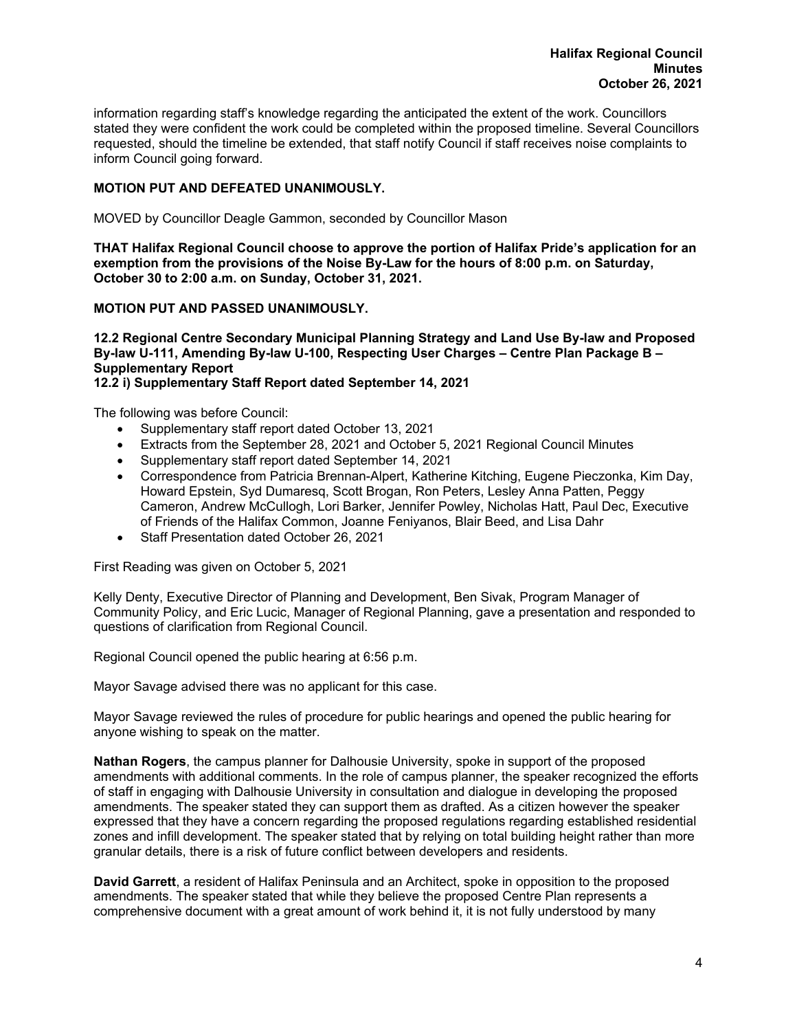information regarding staff's knowledge regarding the anticipated the extent of the work. Councillors stated they were confident the work could be completed within the proposed timeline. Several Councillors requested, should the timeline be extended, that staff notify Council if staff receives noise complaints to inform Council going forward.

**MOTION PUT AND DEFEATED UNANIMOUSLY.**

MOVED by Councillor Deagle Gammon, seconded by Councillor Mason

**THAT Halifax Regional Council choose to approve the portion of Halifax Pride's application for an exemption from the provisions of the Noise By-Law for the hours of 8:00 p.m. on Saturday, October 30 to 2:00 a.m. on Sunday, October 31, 2021.**

**MOTION PUT AND PASSED UNANIMOUSLY.**

**12.2 Regional Centre Secondary Municipal Planning Strategy and Land Use By-law and Proposed By-law U-111, Amending By-law U-100, Respecting User Charges – Centre Plan Package B – Supplementary Report**
**12.2 i) Supplementary Staff Report dated September 14, 2021**

The following was before Council:

- Supplementary staff report dated October 13, 2021
- Extracts from the September 28, 2021 and October 5, 2021 Regional Council Minutes
- Supplementary staff report dated September 14, 2021
- Correspondence from Patricia Brennan-Alpert, Katherine Kitching, Eugene Pieczonka, Kim Day, Howard Epstein, Syd Dumaresq, Scott Brogan, Ron Peters, Lesley Anna Patten, Peggy Cameron, Andrew McCullogh, Lori Barker, Jennifer Powley, Nicholas Hatt, Paul Dec, Executive of Friends of the Halifax Common, Joanne Feniyanos, Blair Beed, and Lisa Dahr
- Staff Presentation dated October 26, 2021

First Reading was given on October 5, 2021

Kelly Denty, Executive Director of Planning and Development, Ben Sivak, Program Manager of Community Policy, and Eric Lucic, Manager of Regional Planning, gave a presentation and responded to questions of clarification from Regional Council.

Regional Council opened the public hearing at 6:56 p.m.

Mayor Savage advised there was no applicant for this case.

Mayor Savage reviewed the rules of procedure for public hearings and opened the public hearing for anyone wishing to speak on the matter.

**Nathan Rogers**, the campus planner for Dalhousie University, spoke in support of the proposed amendments with additional comments. In the role of campus planner, the speaker recognized the efforts of staff in engaging with Dalhousie University in consultation and dialogue in developing the proposed amendments. The speaker stated they can support them as drafted. As a citizen however the speaker expressed that they have a concern regarding the proposed regulations regarding established residential zones and infill development. The speaker stated that by relying on total building height rather than more granular details, there is a risk of future conflict between developers and residents.

**David Garrett**, a resident of Halifax Peninsula and an Architect, spoke in opposition to the proposed amendments. The speaker stated that while they believe the proposed Centre Plan represents a comprehensive document with a great amount of work behind it, it is not fully understood by many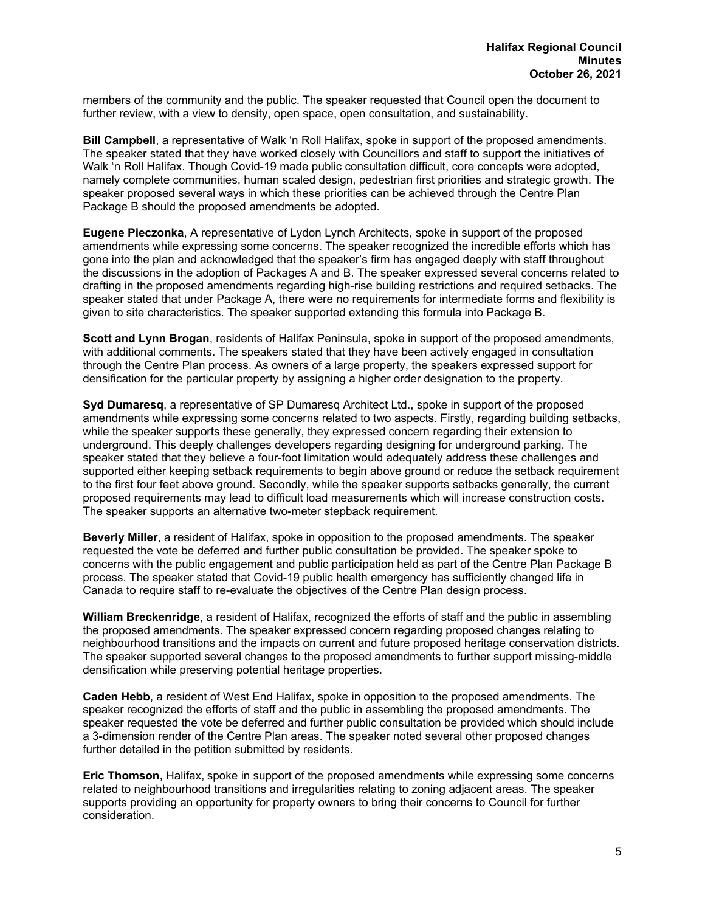members of the community and the public. The speaker requested that Council open the document to further review, with a view to density, open space, open consultation, and sustainability.

**Bill Campbell**, a representative of Walk 'n Roll Halifax, spoke in support of the proposed amendments. The speaker stated that they have worked closely with Councillors and staff to support the initiatives of Walk 'n Roll Halifax. Though Covid-19 made public consultation difficult, core concepts were adopted, namely complete communities, human scaled design, pedestrian first priorities and strategic growth. The speaker proposed several ways in which these priorities can be achieved through the Centre Plan Package B should the proposed amendments be adopted.

**Eugene Pieczonka**, A representative of Lydon Lynch Architects, spoke in support of the proposed amendments while expressing some concerns. The speaker recognized the incredible efforts which has gone into the plan and acknowledged that the speaker's firm has engaged deeply with staff throughout the discussions in the adoption of Packages A and B. The speaker expressed several concerns related to drafting in the proposed amendments regarding high-rise building restrictions and required setbacks. The speaker stated that under Package A, there were no requirements for intermediate forms and flexibility is given to site characteristics. The speaker supported extending this formula into Package B.

**Scott and Lynn Brogan**, residents of Halifax Peninsula, spoke in support of the proposed amendments, with additional comments. The speakers stated that they have been actively engaged in consultation through the Centre Plan process. As owners of a large property, the speakers expressed support for densification for the particular property by assigning a higher order designation to the property.

**Syd Dumaresq**, a representative of SP Dumaresq Architect Ltd., spoke in support of the proposed amendments while expressing some concerns related to two aspects. Firstly, regarding building setbacks, while the speaker supports these generally, they expressed concern regarding their extension to underground. This deeply challenges developers regarding designing for underground parking. The speaker stated that they believe a four-foot limitation would adequately address these challenges and supported either keeping setback requirements to begin above ground or reduce the setback requirement to the first four feet above ground. Secondly, while the speaker supports setbacks generally, the current proposed requirements may lead to difficult load measurements which will increase construction costs. The speaker supports an alternative two-meter stepback requirement.

**Beverly Miller**, a resident of Halifax, spoke in opposition to the proposed amendments. The speaker requested the vote be deferred and further public consultation be provided. The speaker spoke to concerns with the public engagement and public participation held as part of the Centre Plan Package B process. The speaker stated that Covid-19 public health emergency has sufficiently changed life in Canada to require staff to re-evaluate the objectives of the Centre Plan design process.

**William Breckenridge**, a resident of Halifax, recognized the efforts of staff and the public in assembling the proposed amendments. The speaker expressed concern regarding proposed changes relating to neighbourhood transitions and the impacts on current and future proposed heritage conservation districts. The speaker supported several changes to the proposed amendments to further support missing-middle densification while preserving potential heritage properties.

**Caden Hebb**, a resident of West End Halifax, spoke in opposition to the proposed amendments. The speaker recognized the efforts of staff and the public in assembling the proposed amendments. The speaker requested the vote be deferred and further public consultation be provided which should include a 3-dimension render of the Centre Plan areas. The speaker noted several other proposed changes further detailed in the petition submitted by residents.

**Eric Thomson**, Halifax, spoke in support of the proposed amendments while expressing some concerns related to neighbourhood transitions and irregularities relating to zoning adjacent areas. The speaker supports providing an opportunity for property owners to bring their concerns to Council for further consideration.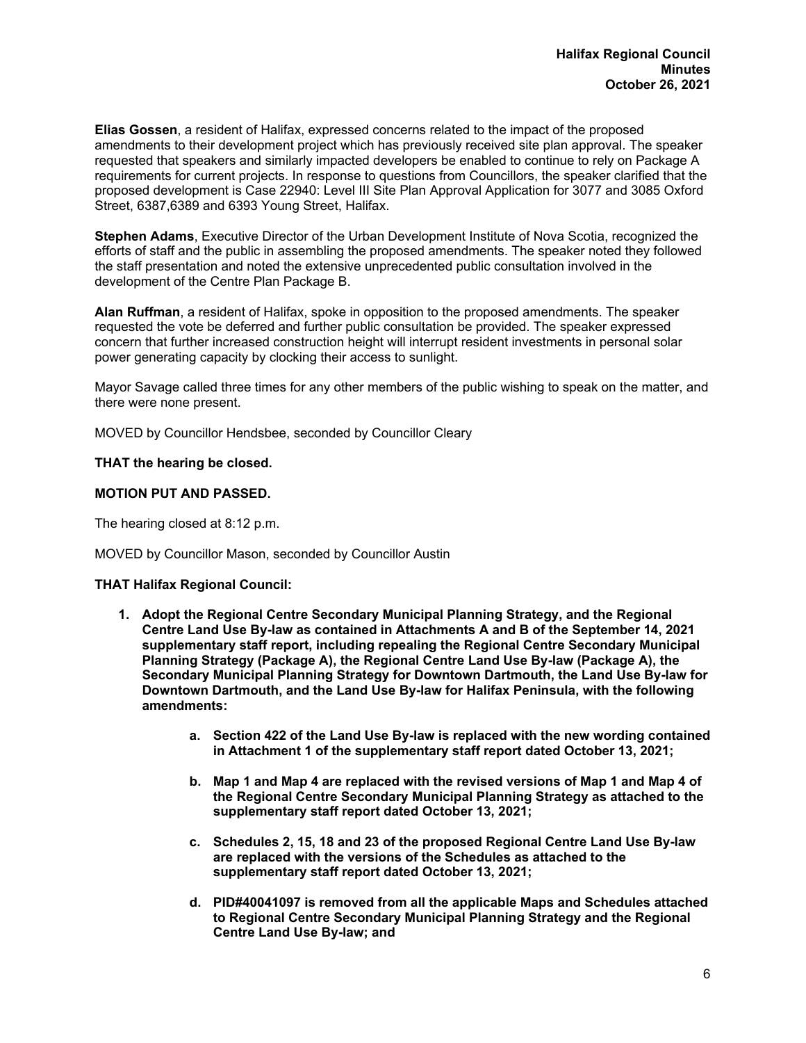**Elias Gossen**, a resident of Halifax, expressed concerns related to the impact of the proposed amendments to their development project which has previously received site plan approval. The speaker requested that speakers and similarly impacted developers be enabled to continue to rely on Package A requirements for current projects. In response to questions from Councillors, the speaker clarified that the proposed development is Case 22940: Level III Site Plan Approval Application for 3077 and 3085 Oxford Street, 6387,6389 and 6393 Young Street, Halifax.

**Stephen Adams**, Executive Director of the Urban Development Institute of Nova Scotia, recognized the efforts of staff and the public in assembling the proposed amendments. The speaker noted they followed the staff presentation and noted the extensive unprecedented public consultation involved in the development of the Centre Plan Package B.

**Alan Ruffman**, a resident of Halifax, spoke in opposition to the proposed amendments. The speaker requested the vote be deferred and further public consultation be provided. The speaker expressed concern that further increased construction height will interrupt resident investments in personal solar power generating capacity by clocking their access to sunlight.

Mayor Savage called three times for any other members of the public wishing to speak on the matter, and there were none present.

MOVED by Councillor Hendsbee, seconded by Councillor Cleary

**THAT the hearing be closed.**

**MOTION PUT AND PASSED.**

The hearing closed at 8:12 p.m.

MOVED by Councillor Mason, seconded by Councillor Austin

**THAT Halifax Regional Council:**

1. **Adopt the Regional Centre Secondary Municipal Planning Strategy, and the Regional Centre Land Use By-law as contained in Attachments A and B of the September 14, 2021 supplementary staff report, including repealing the Regional Centre Secondary Municipal Planning Strategy (Package A), the Regional Centre Land Use By-law (Package A), the Secondary Municipal Planning Strategy for Downtown Dartmouth, the Land Use By-law for Downtown Dartmouth, and the Land Use By-law for Halifax Peninsula, with the following amendments:**
   a. **Section 422 of the Land Use By-law is replaced with the new wording contained in Attachment 1 of the supplementary staff report dated October 13, 2021;**
   b. **Map 1 and Map 4 are replaced with the revised versions of Map 1 and Map 4 of the Regional Centre Secondary Municipal Planning Strategy as attached to the supplementary staff report dated October 13, 2021;**
   c. **Schedules 2, 15, 18 and 23 of the proposed Regional Centre Land Use By-law are replaced with the versions of the Schedules as attached to the supplementary staff report dated October 13, 2021;**
   d. **PID#40041097 is removed from all the applicable Maps and Schedules attached to Regional Centre Secondary Municipal Planning Strategy and the Regional Centre Land Use By-law; and**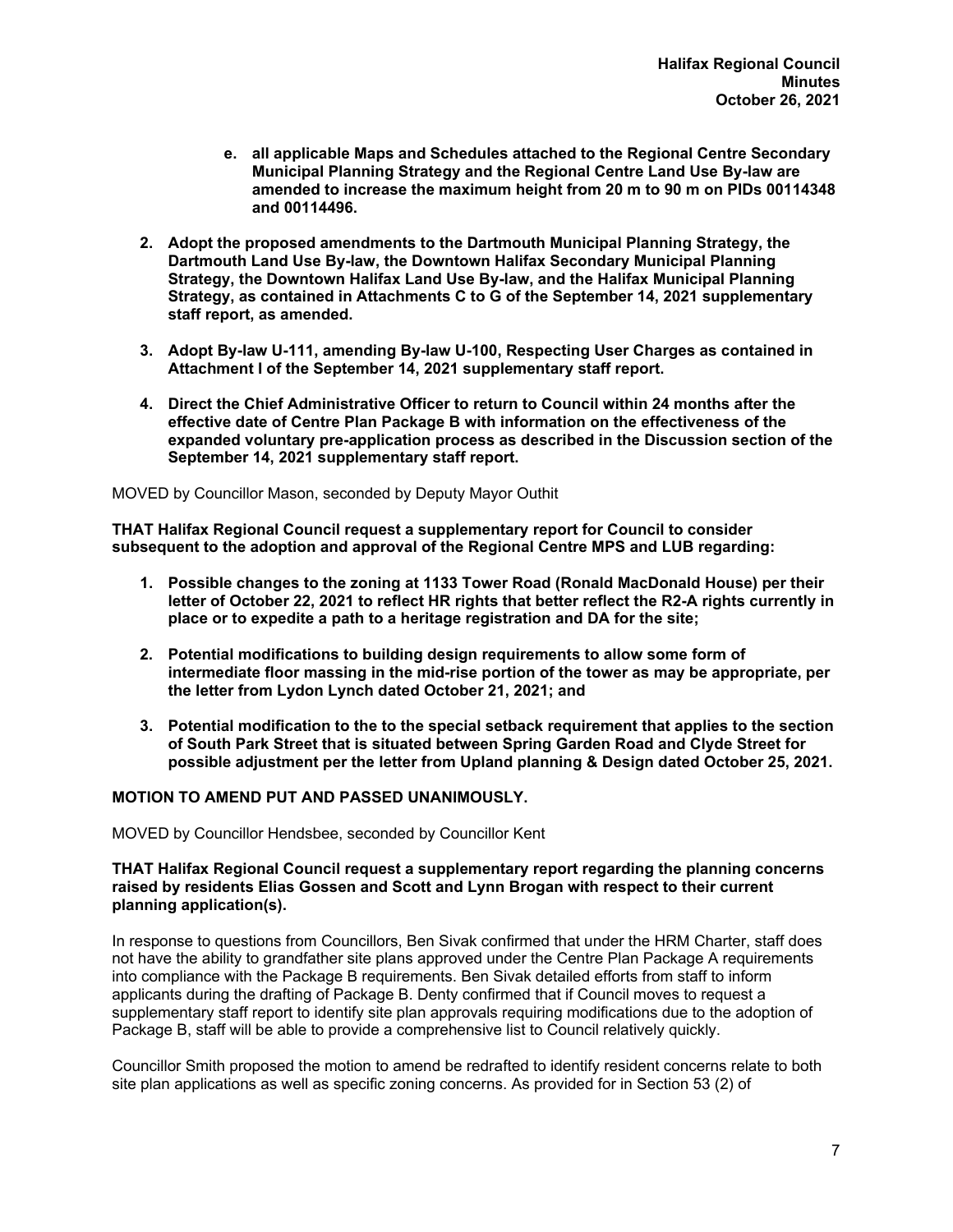e. **all applicable Maps and Schedules attached to the Regional Centre Secondary Municipal Planning Strategy and the Regional Centre Land Use By-law are amended to increase the maximum height from 20 m to 90 m on PIDs 00114348 and 00114496.**

2. **Adopt the proposed amendments to the Dartmouth Municipal Planning Strategy, the Dartmouth Land Use By-law, the Downtown Halifax Secondary Municipal Planning Strategy, the Downtown Halifax Land Use By-law, and the Halifax Municipal Planning Strategy, as contained in Attachments C to G of the September 14, 2021 supplementary staff report, as amended.**

3. **Adopt By-law U-111, amending By-law U-100, Respecting User Charges as contained in Attachment I of the September 14, 2021 supplementary staff report.**

4. **Direct the Chief Administrative Officer to return to Council within 24 months after the effective date of Centre Plan Package B with information on the effectiveness of the expanded voluntary pre-application process as described in the Discussion section of the September 14, 2021 supplementary staff report.**

MOVED by Councillor Mason, seconded by Deputy Mayor Outhit

**THAT Halifax Regional Council request a supplementary report for Council to consider subsequent to the adoption and approval of the Regional Centre MPS and LUB regarding:**

1. **Possible changes to the zoning at 1133 Tower Road (Ronald MacDonald House) per their letter of October 22, 2021 to reflect HR rights that better reflect the R2-A rights currently in place or to expedite a path to a heritage registration and DA for the site;**

2. **Potential modifications to building design requirements to allow some form of intermediate floor massing in the mid-rise portion of the tower as may be appropriate, per the letter from Lydon Lynch dated October 21, 2021; and**

3. **Potential modification to the to the special setback requirement that applies to the section of South Park Street that is situated between Spring Garden Road and Clyde Street for possible adjustment per the letter from Upland planning & Design dated October 25, 2021.**

**MOTION TO AMEND PUT AND PASSED UNANIMOUSLY.**

MOVED by Councillor Hendsbee, seconded by Councillor Kent

**THAT Halifax Regional Council request a supplementary report regarding the planning concerns raised by residents Elias Gossen and Scott and Lynn Brogan with respect to their current planning application(s).**

In response to questions from Councillors, Ben Sivak confirmed that under the HRM Charter, staff does not have the ability to grandfather site plans approved under the Centre Plan Package A requirements into compliance with the Package B requirements. Ben Sivak detailed efforts from staff to inform applicants during the drafting of Package B. Denty confirmed that if Council moves to request a supplementary staff report to identify site plan approvals requiring modifications due to the adoption of Package B, staff will be able to provide a comprehensive list to Council relatively quickly.

Councillor Smith proposed the motion to amend be redrafted to identify resident concerns relate to both site plan applications as well as specific zoning concerns. As provided for in Section 53 (2) of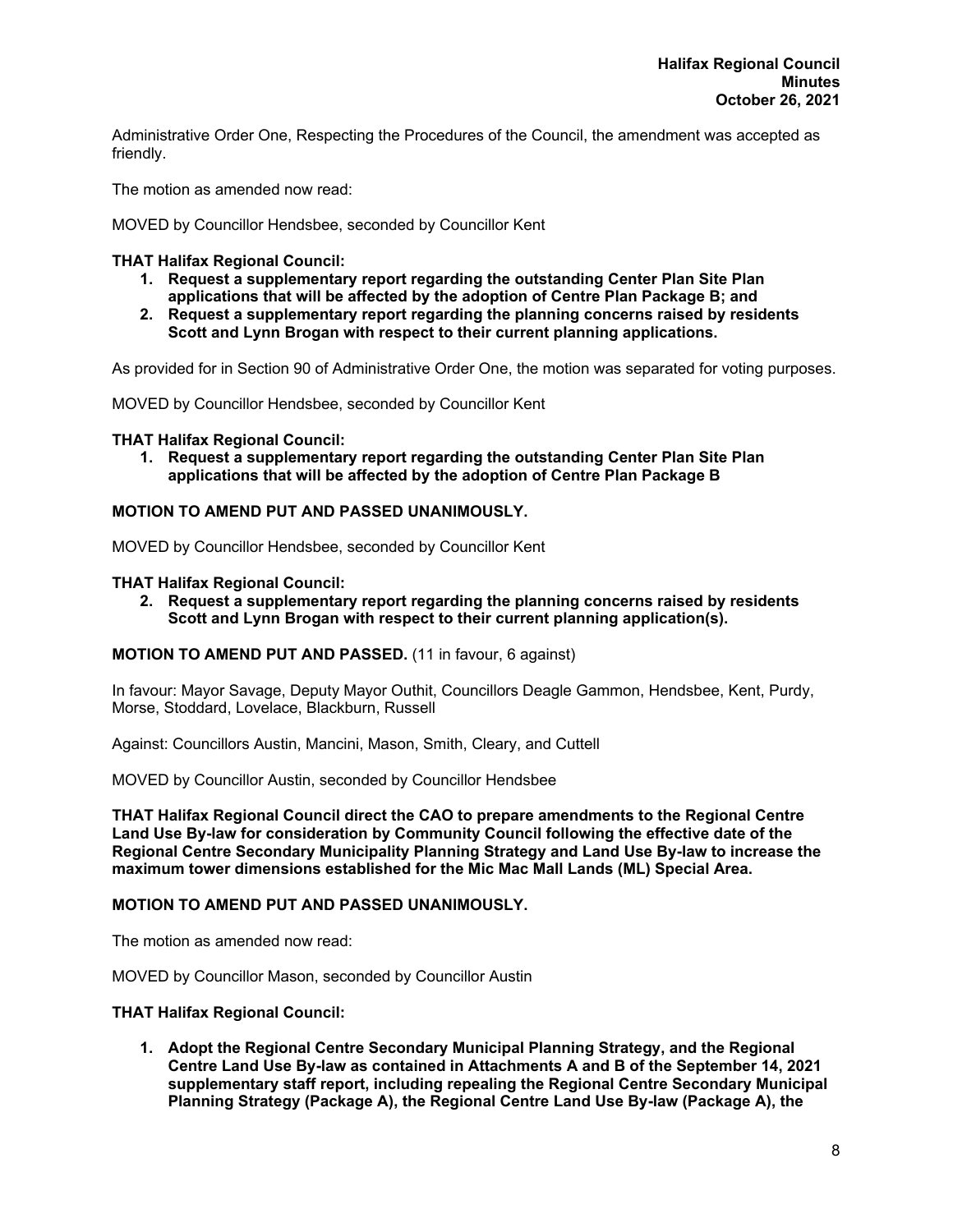Administrative Order One, Respecting the Procedures of the Council, the amendment was accepted as friendly.

The motion as amended now read:

MOVED by Councillor Hendsbee, seconded by Councillor Kent

**THAT Halifax Regional Council:**

1. **Request a supplementary report regarding the outstanding Center Plan Site Plan applications that will be affected by the adoption of Centre Plan Package B; and**
2. **Request a supplementary report regarding the planning concerns raised by residents Scott and Lynn Brogan with respect to their current planning applications.**

As provided for in Section 90 of Administrative Order One, the motion was separated for voting purposes.

MOVED by Councillor Hendsbee, seconded by Councillor Kent

**THAT Halifax Regional Council:**

1. **Request a supplementary report regarding the outstanding Center Plan Site Plan applications that will be affected by the adoption of Centre Plan Package B**

**MOTION TO AMEND PUT AND PASSED UNANIMOUSLY.**

MOVED by Councillor Hendsbee, seconded by Councillor Kent

**THAT Halifax Regional Council:**

2. **Request a supplementary report regarding the planning concerns raised by residents Scott and Lynn Brogan with respect to their current planning application(s).**

**MOTION TO AMEND PUT AND PASSED.** (11 in favour, 6 against)

In favour: Mayor Savage, Deputy Mayor Outhit, Councillors Deagle Gammon, Hendsbee, Kent, Purdy, Morse, Stoddard, Lovelace, Blackburn, Russell

Against: Councillors Austin, Mancini, Mason, Smith, Cleary, and Cuttell

MOVED by Councillor Austin, seconded by Councillor Hendsbee

**THAT Halifax Regional Council direct the CAO to prepare amendments to the Regional Centre Land Use By-law for consideration by Community Council following the effective date of the Regional Centre Secondary Municipality Planning Strategy and Land Use By-law to increase the maximum tower dimensions established for the Mic Mac Mall Lands (ML) Special Area.**

**MOTION TO AMEND PUT AND PASSED UNANIMOUSLY.**

The motion as amended now read:

MOVED by Councillor Mason, seconded by Councillor Austin

**THAT Halifax Regional Council:**

1. **Adopt the Regional Centre Secondary Municipal Planning Strategy, and the Regional Centre Land Use By-law as contained in Attachments A and B of the September 14, 2021 supplementary staff report, including repealing the Regional Centre Secondary Municipal Planning Strategy (Package A), the Regional Centre Land Use By-law (Package A), the**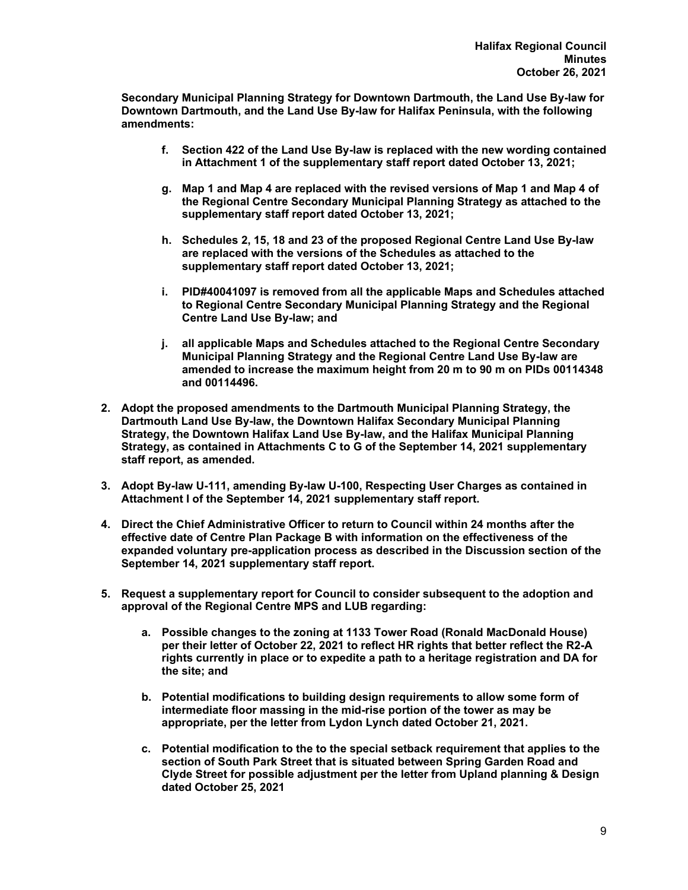**Secondary Municipal Planning Strategy for Downtown Dartmouth, the Land Use By-law for Downtown Dartmouth, and the Land Use By-law for Halifax Peninsula, with the following amendments:**

> **f. Section 422 of the Land Use By-law is replaced with the new wording contained in Attachment 1 of the supplementary staff report dated October 13, 2021;**
>
> **g. Map 1 and Map 4 are replaced with the revised versions of Map 1 and Map 4 of the Regional Centre Secondary Municipal Planning Strategy as attached to the supplementary staff report dated October 13, 2021;**
>
> **h. Schedules 2, 15, 18 and 23 of the proposed Regional Centre Land Use By-law are replaced with the versions of the Schedules as attached to the supplementary staff report dated October 13, 2021;**
>
> **i. PID#40041097 is removed from all the applicable Maps and Schedules attached to Regional Centre Secondary Municipal Planning Strategy and the Regional Centre Land Use By-law; and**
>
> **j. all applicable Maps and Schedules attached to the Regional Centre Secondary Municipal Planning Strategy and the Regional Centre Land Use By-law are amended to increase the maximum height from 20 m to 90 m on PIDs 00114348 and 00114496.**

**2. Adopt the proposed amendments to the Dartmouth Municipal Planning Strategy, the Dartmouth Land Use By-law, the Downtown Halifax Secondary Municipal Planning Strategy, the Downtown Halifax Land Use By-law, and the Halifax Municipal Planning Strategy, as contained in Attachments C to G of the September 14, 2021 supplementary staff report, as amended.**

**3. Adopt By-law U-111, amending By-law U-100, Respecting User Charges as contained in Attachment I of the September 14, 2021 supplementary staff report.**

**4. Direct the Chief Administrative Officer to return to Council within 24 months after the effective date of Centre Plan Package B with information on the effectiveness of the expanded voluntary pre-application process as described in the Discussion section of the September 14, 2021 supplementary staff report.**

**5. Request a supplementary report for Council to consider subsequent to the adoption and approval of the Regional Centre MPS and LUB regarding:**

> **a. Possible changes to the zoning at 1133 Tower Road (Ronald MacDonald House) per their letter of October 22, 2021 to reflect HR rights that better reflect the R2-A rights currently in place or to expedite a path to a heritage registration and DA for the site; and**
>
> **b. Potential modifications to building design requirements to allow some form of intermediate floor massing in the mid-rise portion of the tower as may be appropriate, per the letter from Lydon Lynch dated October 21, 2021.**
>
> **c. Potential modification to the to the special setback requirement that applies to the section of South Park Street that is situated between Spring Garden Road and Clyde Street for possible adjustment per the letter from Upland planning & Design dated October 25, 2021**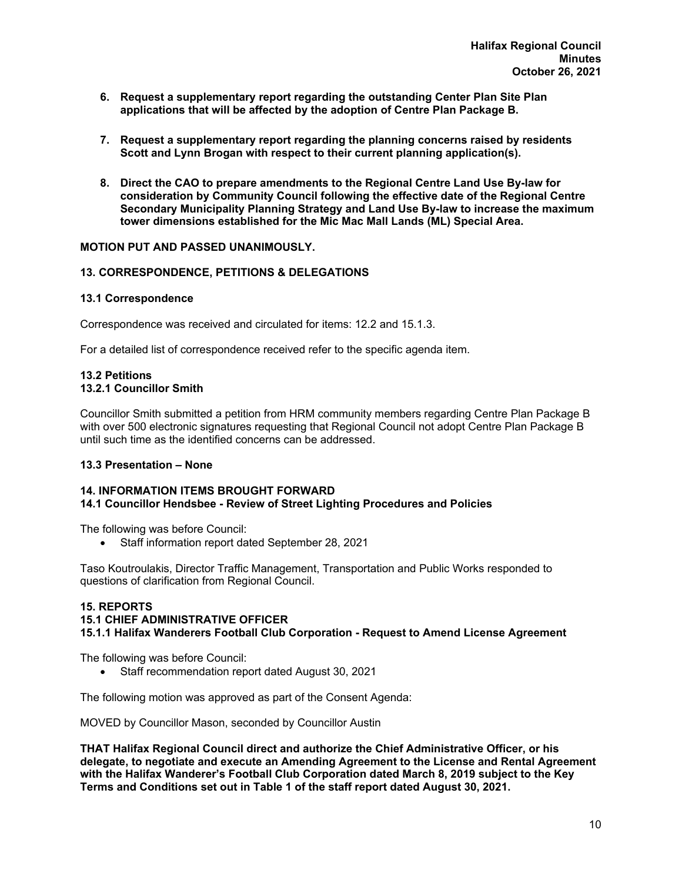**6. Request a supplementary report regarding the outstanding Center Plan Site Plan applications that will be affected by the adoption of Centre Plan Package B.**

**7. Request a supplementary report regarding the planning concerns raised by residents Scott and Lynn Brogan with respect to their current planning application(s).**

**8. Direct the CAO to prepare amendments to the Regional Centre Land Use By-law for consideration by Community Council following the effective date of the Regional Centre Secondary Municipality Planning Strategy and Land Use By-law to increase the maximum tower dimensions established for the Mic Mac Mall Lands (ML) Special Area.**

**MOTION PUT AND PASSED UNANIMOUSLY.**

## 13. CORRESPONDENCE, PETITIONS & DELEGATIONS

### 13.1 Correspondence

Correspondence was received and circulated for items: 12.2 and 15.1.3.

For a detailed list of correspondence received refer to the specific agenda item.

### 13.2 Petitions

#### 13.2.1 Councillor Smith

Councillor Smith submitted a petition from HRM community members regarding Centre Plan Package B with over 500 electronic signatures requesting that Regional Council not adopt Centre Plan Package B until such time as the identified concerns can be addressed.

### 13.3 Presentation – None

## 14. INFORMATION ITEMS BROUGHT FORWARD

### 14.1 Councillor Hendsbee - Review of Street Lighting Procedures and Policies

The following was before Council:

- Staff information report dated September 28, 2021

Taso Koutroulakis, Director Traffic Management, Transportation and Public Works responded to questions of clarification from Regional Council.

## 15. REPORTS

### 15.1 CHIEF ADMINISTRATIVE OFFICER

#### 15.1.1 Halifax Wanderers Football Club Corporation - Request to Amend License Agreement

The following was before Council:

- Staff recommendation report dated August 30, 2021

The following motion was approved as part of the Consent Agenda:

MOVED by Councillor Mason, seconded by Councillor Austin

**THAT Halifax Regional Council direct and authorize the Chief Administrative Officer, or his delegate, to negotiate and execute an Amending Agreement to the License and Rental Agreement with the Halifax Wanderer's Football Club Corporation dated March 8, 2019 subject to the Key Terms and Conditions set out in Table 1 of the staff report dated August 30, 2021.**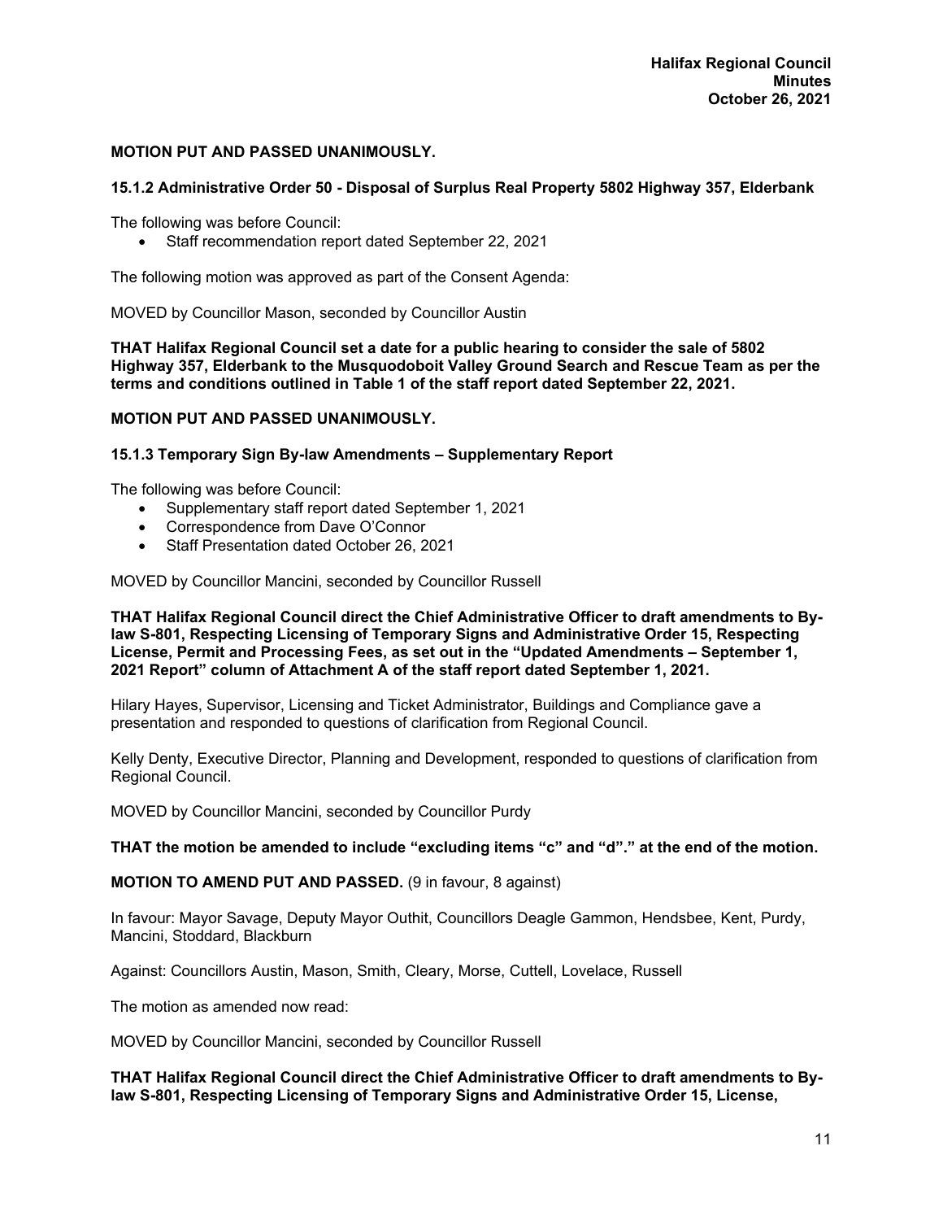**MOTION PUT AND PASSED UNANIMOUSLY.**

### 15.1.2 Administrative Order 50 - Disposal of Surplus Real Property 5802 Highway 357, Elderbank

The following was before Council:

- Staff recommendation report dated September 22, 2021

The following motion was approved as part of the Consent Agenda:

MOVED by Councillor Mason, seconded by Councillor Austin

**THAT Halifax Regional Council set a date for a public hearing to consider the sale of 5802 Highway 357, Elderbank to the Musquodoboit Valley Ground Search and Rescue Team as per the terms and conditions outlined in Table 1 of the staff report dated September 22, 2021.**

**MOTION PUT AND PASSED UNANIMOUSLY.**

### 15.1.3 Temporary Sign By-law Amendments – Supplementary Report

The following was before Council:

- Supplementary staff report dated September 1, 2021
- Correspondence from Dave O'Connor
- Staff Presentation dated October 26, 2021

MOVED by Councillor Mancini, seconded by Councillor Russell

**THAT Halifax Regional Council direct the Chief Administrative Officer to draft amendments to By-law S-801, Respecting Licensing of Temporary Signs and Administrative Order 15, Respecting License, Permit and Processing Fees, as set out in the "Updated Amendments – September 1, 2021 Report" column of Attachment A of the staff report dated September 1, 2021.**

Hilary Hayes, Supervisor, Licensing and Ticket Administrator, Buildings and Compliance gave a presentation and responded to questions of clarification from Regional Council.

Kelly Denty, Executive Director, Planning and Development, responded to questions of clarification from Regional Council.

MOVED by Councillor Mancini, seconded by Councillor Purdy

**THAT the motion be amended to include "excluding items "c" and "d"." at the end of the motion.**

**MOTION TO AMEND PUT AND PASSED.** (9 in favour, 8 against)

In favour: Mayor Savage, Deputy Mayor Outhit, Councillors Deagle Gammon, Hendsbee, Kent, Purdy, Mancini, Stoddard, Blackburn

Against: Councillors Austin, Mason, Smith, Cleary, Morse, Cuttell, Lovelace, Russell

The motion as amended now read:

MOVED by Councillor Mancini, seconded by Councillor Russell

**THAT Halifax Regional Council direct the Chief Administrative Officer to draft amendments to By-law S-801, Respecting Licensing of Temporary Signs and Administrative Order 15, License,**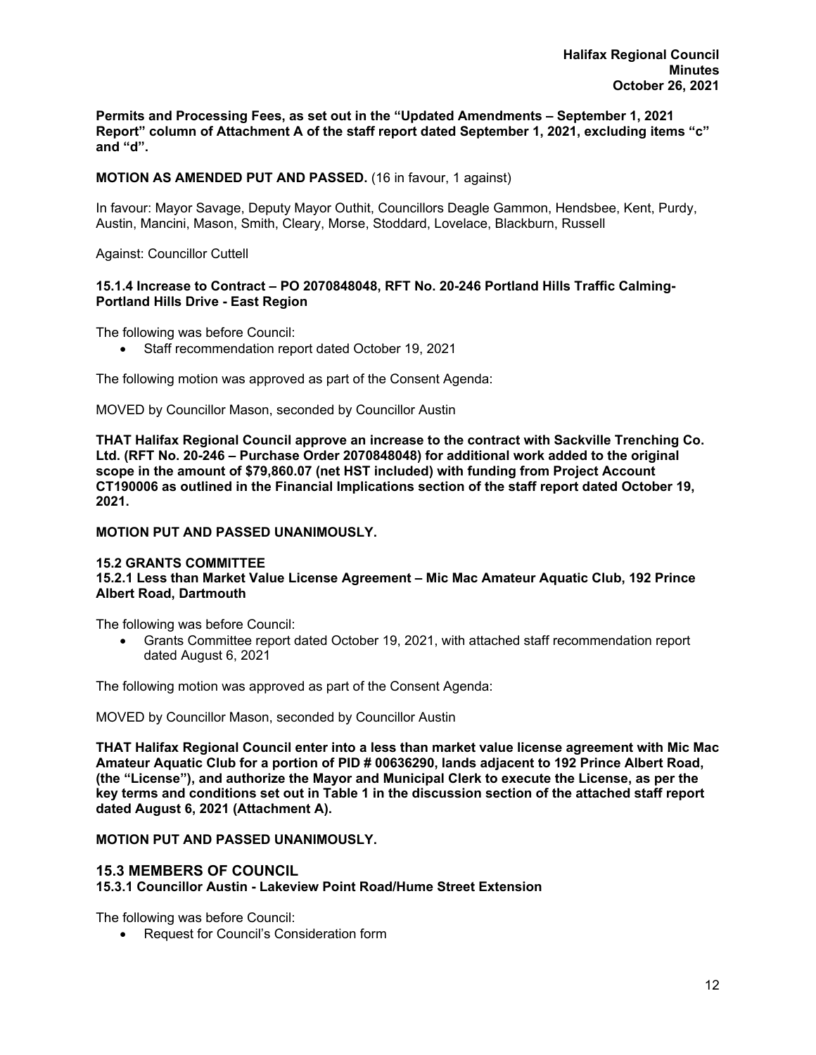**Permits and Processing Fees, as set out in the "Updated Amendments – September 1, 2021 Report" column of Attachment A of the staff report dated September 1, 2021, excluding items "c" and "d".**

**MOTION AS AMENDED PUT AND PASSED.** (16 in favour, 1 against)

In favour: Mayor Savage, Deputy Mayor Outhit, Councillors Deagle Gammon, Hendsbee, Kent, Purdy, Austin, Mancini, Mason, Smith, Cleary, Morse, Stoddard, Lovelace, Blackburn, Russell

Against: Councillor Cuttell

#### 15.1.4 Increase to Contract – PO 2070848048, RFT No. 20-246 Portland Hills Traffic Calming-Portland Hills Drive - East Region

The following was before Council:

- Staff recommendation report dated October 19, 2021

The following motion was approved as part of the Consent Agenda:

MOVED by Councillor Mason, seconded by Councillor Austin

**THAT Halifax Regional Council approve an increase to the contract with Sackville Trenching Co. Ltd. (RFT No. 20-246 – Purchase Order 2070848048) for additional work added to the original scope in the amount of $79,860.07 (net HST included) with funding from Project Account CT190006 as outlined in the Financial Implications section of the staff report dated October 19, 2021.**

**MOTION PUT AND PASSED UNANIMOUSLY.**

### 15.2 GRANTS COMMITTEE

#### 15.2.1 Less than Market Value License Agreement – Mic Mac Amateur Aquatic Club, 192 Prince Albert Road, Dartmouth

The following was before Council:

- Grants Committee report dated October 19, 2021, with attached staff recommendation report dated August 6, 2021

The following motion was approved as part of the Consent Agenda:

MOVED by Councillor Mason, seconded by Councillor Austin

**THAT Halifax Regional Council enter into a less than market value license agreement with Mic Mac Amateur Aquatic Club for a portion of PID # 00636290, lands adjacent to 192 Prince Albert Road, (the "License"), and authorize the Mayor and Municipal Clerk to execute the License, as per the key terms and conditions set out in Table 1 in the discussion section of the attached staff report dated August 6, 2021 (Attachment A).**

**MOTION PUT AND PASSED UNANIMOUSLY.**

### 15.3 MEMBERS OF COUNCIL

#### 15.3.1 Councillor Austin - Lakeview Point Road/Hume Street Extension

The following was before Council:

- Request for Council's Consideration form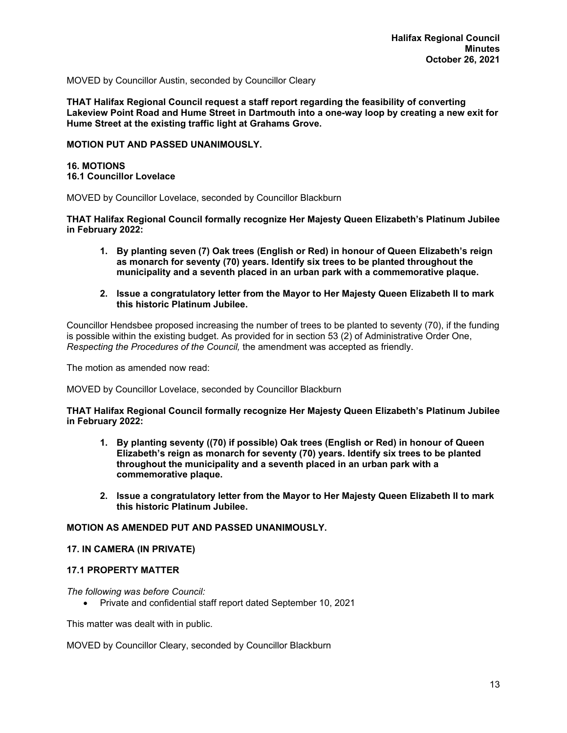MOVED by Councillor Austin, seconded by Councillor Cleary

**THAT Halifax Regional Council request a staff report regarding the feasibility of converting Lakeview Point Road and Hume Street in Dartmouth into a one-way loop by creating a new exit for Hume Street at the existing traffic light at Grahams Grove.**

**MOTION PUT AND PASSED UNANIMOUSLY.**

## 16. MOTIONS

### 16.1 Councillor Lovelace

MOVED by Councillor Lovelace, seconded by Councillor Blackburn

**THAT Halifax Regional Council formally recognize Her Majesty Queen Elizabeth's Platinum Jubilee in February 2022:**

1. **By planting seven (7) Oak trees (English or Red) in honour of Queen Elizabeth's reign as monarch for seventy (70) years. Identify six trees to be planted throughout the municipality and a seventh placed in an urban park with a commemorative plaque.**
2. **Issue a congratulatory letter from the Mayor to Her Majesty Queen Elizabeth II to mark this historic Platinum Jubilee.**

Councillor Hendsbee proposed increasing the number of trees to be planted to seventy (70), if the funding is possible within the existing budget. As provided for in section 53 (2) of Administrative Order One, *Respecting the Procedures of the Council,* the amendment was accepted as friendly.

The motion as amended now read:

MOVED by Councillor Lovelace, seconded by Councillor Blackburn

**THAT Halifax Regional Council formally recognize Her Majesty Queen Elizabeth's Platinum Jubilee in February 2022:**

1. **By planting seventy ((70) if possible) Oak trees (English or Red) in honour of Queen Elizabeth's reign as monarch for seventy (70) years. Identify six trees to be planted throughout the municipality and a seventh placed in an urban park with a commemorative plaque.**
2. **Issue a congratulatory letter from the Mayor to Her Majesty Queen Elizabeth II to mark this historic Platinum Jubilee.**

**MOTION AS AMENDED PUT AND PASSED UNANIMOUSLY.**

## 17. IN CAMERA (IN PRIVATE)

### 17.1 PROPERTY MATTER

*The following was before Council:*

- Private and confidential staff report dated September 10, 2021

This matter was dealt with in public.

MOVED by Councillor Cleary, seconded by Councillor Blackburn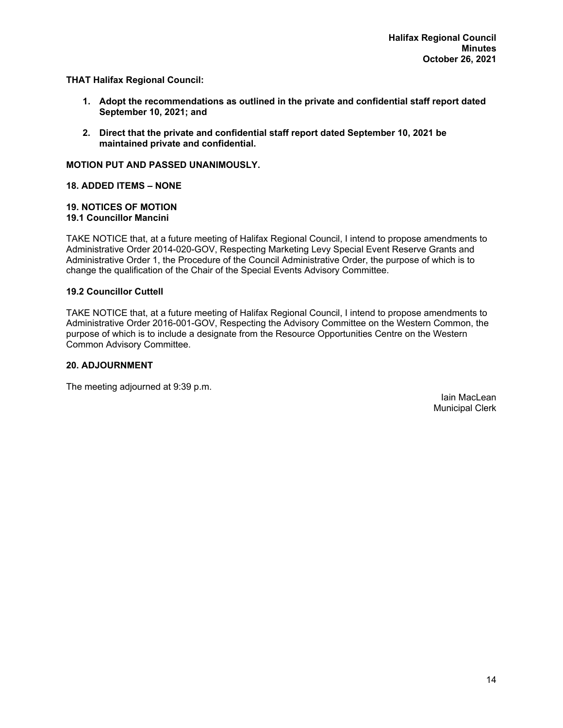**THAT Halifax Regional Council:**

1. **Adopt the recommendations as outlined in the private and confidential staff report dated September 10, 2021; and**
2. **Direct that the private and confidential staff report dated September 10, 2021 be maintained private and confidential.**

**MOTION PUT AND PASSED UNANIMOUSLY.**

## 18. ADDED ITEMS – NONE

## 19. NOTICES OF MOTION

### 19.1 Councillor Mancini

TAKE NOTICE that, at a future meeting of Halifax Regional Council, I intend to propose amendments to Administrative Order 2014-020-GOV, Respecting Marketing Levy Special Event Reserve Grants and Administrative Order 1, the Procedure of the Council Administrative Order, the purpose of which is to change the qualification of the Chair of the Special Events Advisory Committee.

### 19.2 Councillor Cuttell

TAKE NOTICE that, at a future meeting of Halifax Regional Council, I intend to propose amendments to Administrative Order 2016-001-GOV, Respecting the Advisory Committee on the Western Common, the purpose of which is to include a designate from the Resource Opportunities Centre on the Western Common Advisory Committee.

## 20. ADJOURNMENT

The meeting adjourned at 9:39 p.m.

Iain MacLean
Municipal Clerk